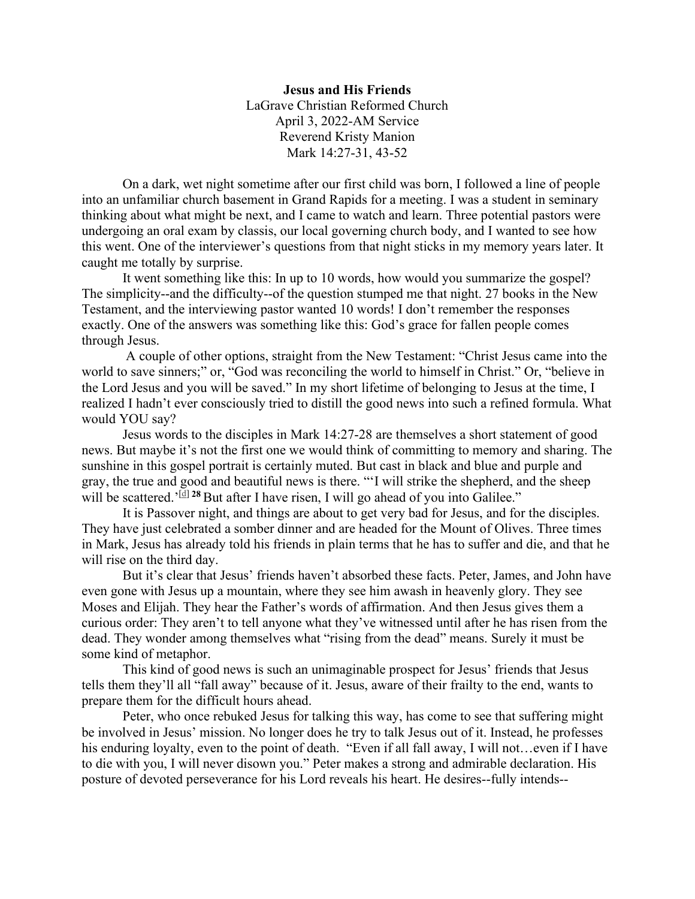**Jesus and His Friends**

LaGrave Christian Reformed Church
April 3, 2022-AM Service
Reverend Kristy Manion
Mark 14:27-31, 43-52

On a dark, wet night sometime after our first child was born, I followed a line of people into an unfamiliar church basement in Grand Rapids for a meeting. I was a student in seminary thinking about what might be next, and I came to watch and learn. Three potential pastors were undergoing an oral exam by classis, our local governing church body, and I wanted to see how this went. One of the interviewer's questions from that night sticks in my memory years later. It caught me totally by surprise.

It went something like this: In up to 10 words, how would you summarize the gospel? The simplicity--and the difficulty--of the question stumped me that night. 27 books in the New Testament, and the interviewing pastor wanted 10 words! I don't remember the responses exactly. One of the answers was something like this: God's grace for fallen people comes through Jesus.

A couple of other options, straight from the New Testament: "Christ Jesus came into the world to save sinners;" or, "God was reconciling the world to himself in Christ." Or, "believe in the Lord Jesus and you will be saved." In my short lifetime of belonging to Jesus at the time, I realized I hadn't ever consciously tried to distill the good news into such a refined formula. What would YOU say?

Jesus words to the disciples in Mark 14:27-28 are themselves a short statement of good news. But maybe it's not the first one we would think of committing to memory and sharing. The sunshine in this gospel portrait is certainly muted. But cast in black and blue and purple and gray, the true and good and beautiful news is there. "'I will strike the shepherd, and the sheep will be scattered.'[d] **28** But after I have risen, I will go ahead of you into Galilee."

It is Passover night, and things are about to get very bad for Jesus, and for the disciples. They have just celebrated a somber dinner and are headed for the Mount of Olives. Three times in Mark, Jesus has already told his friends in plain terms that he has to suffer and die, and that he will rise on the third day.

But it's clear that Jesus' friends haven't absorbed these facts. Peter, James, and John have even gone with Jesus up a mountain, where they see him awash in heavenly glory. They see Moses and Elijah. They hear the Father's words of affirmation. And then Jesus gives them a curious order: They aren't to tell anyone what they've witnessed until after he has risen from the dead. They wonder among themselves what "rising from the dead" means. Surely it must be some kind of metaphor.

This kind of good news is such an unimaginable prospect for Jesus' friends that Jesus tells them they'll all "fall away" because of it. Jesus, aware of their frailty to the end, wants to prepare them for the difficult hours ahead.

Peter, who once rebuked Jesus for talking this way, has come to see that suffering might be involved in Jesus' mission. No longer does he try to talk Jesus out of it. Instead, he professes his enduring loyalty, even to the point of death. "Even if all fall away, I will not…even if I have to die with you, I will never disown you." Peter makes a strong and admirable declaration. His posture of devoted perseverance for his Lord reveals his heart. He desires--fully intends--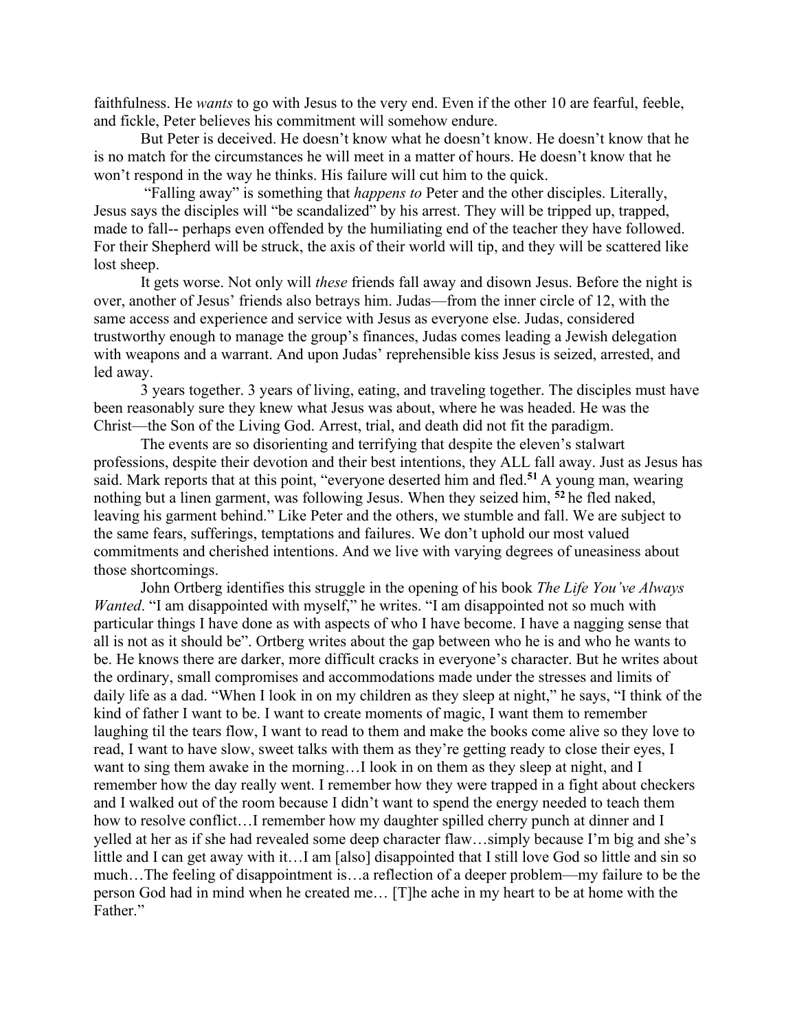faithfulness. He *wants* to go with Jesus to the very end. Even if the other 10 are fearful, feeble, and fickle, Peter believes his commitment will somehow endure.

But Peter is deceived. He doesn't know what he doesn't know. He doesn't know that he is no match for the circumstances he will meet in a matter of hours. He doesn't know that he won't respond in the way he thinks. His failure will cut him to the quick.

"Falling away" is something that *happens to* Peter and the other disciples. Literally, Jesus says the disciples will "be scandalized" by his arrest. They will be tripped up, trapped, made to fall-- perhaps even offended by the humiliating end of the teacher they have followed. For their Shepherd will be struck, the axis of their world will tip, and they will be scattered like lost sheep.

It gets worse. Not only will *these* friends fall away and disown Jesus. Before the night is over, another of Jesus' friends also betrays him. Judas—from the inner circle of 12, with the same access and experience and service with Jesus as everyone else. Judas, considered trustworthy enough to manage the group's finances, Judas comes leading a Jewish delegation with weapons and a warrant. And upon Judas' reprehensible kiss Jesus is seized, arrested, and led away.

3 years together. 3 years of living, eating, and traveling together. The disciples must have been reasonably sure they knew what Jesus was about, where he was headed. He was the Christ—the Son of the Living God. Arrest, trial, and death did not fit the paradigm.

The events are so disorienting and terrifying that despite the eleven's stalwart professions, despite their devotion and their best intentions, they ALL fall away. Just as Jesus has said. Mark reports that at this point, "everyone deserted him and fled.**51** A young man, wearing nothing but a linen garment, was following Jesus. When they seized him, **52** he fled naked, leaving his garment behind." Like Peter and the others, we stumble and fall. We are subject to the same fears, sufferings, temptations and failures. We don't uphold our most valued commitments and cherished intentions. And we live with varying degrees of uneasiness about those shortcomings.

John Ortberg identifies this struggle in the opening of his book *The Life You've Always Wanted*. "I am disappointed with myself," he writes. "I am disappointed not so much with particular things I have done as with aspects of who I have become. I have a nagging sense that all is not as it should be". Ortberg writes about the gap between who he is and who he wants to be. He knows there are darker, more difficult cracks in everyone's character. But he writes about the ordinary, small compromises and accommodations made under the stresses and limits of daily life as a dad. "When I look in on my children as they sleep at night," he says, "I think of the kind of father I want to be. I want to create moments of magic, I want them to remember laughing til the tears flow, I want to read to them and make the books come alive so they love to read, I want to have slow, sweet talks with them as they're getting ready to close their eyes, I want to sing them awake in the morning…I look in on them as they sleep at night, and I remember how the day really went. I remember how they were trapped in a fight about checkers and I walked out of the room because I didn't want to spend the energy needed to teach them how to resolve conflict…I remember how my daughter spilled cherry punch at dinner and I yelled at her as if she had revealed some deep character flaw…simply because I'm big and she's little and I can get away with it…I am [also] disappointed that I still love God so little and sin so much…The feeling of disappointment is…a reflection of a deeper problem—my failure to be the person God had in mind when he created me… [T]he ache in my heart to be at home with the Father."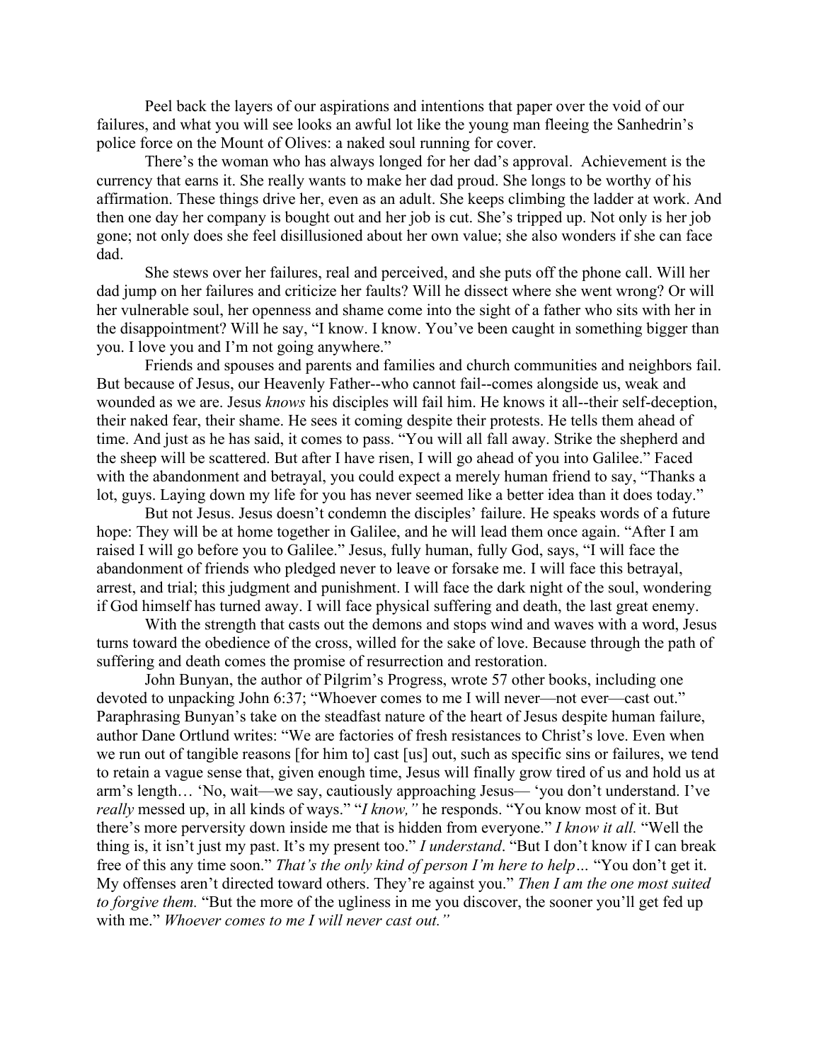Peel back the layers of our aspirations and intentions that paper over the void of our failures, and what you will see looks an awful lot like the young man fleeing the Sanhedrin's police force on the Mount of Olives: a naked soul running for cover.

There's the woman who has always longed for her dad's approval. Achievement is the currency that earns it. She really wants to make her dad proud. She longs to be worthy of his affirmation. These things drive her, even as an adult. She keeps climbing the ladder at work. And then one day her company is bought out and her job is cut. She's tripped up. Not only is her job gone; not only does she feel disillusioned about her own value; she also wonders if she can face dad.

She stews over her failures, real and perceived, and she puts off the phone call. Will her dad jump on her failures and criticize her faults? Will he dissect where she went wrong? Or will her vulnerable soul, her openness and shame come into the sight of a father who sits with her in the disappointment? Will he say, "I know. I know. You've been caught in something bigger than you. I love you and I'm not going anywhere."

Friends and spouses and parents and families and church communities and neighbors fail. But because of Jesus, our Heavenly Father--who cannot fail--comes alongside us, weak and wounded as we are. Jesus *knows* his disciples will fail him. He knows it all--their self-deception, their naked fear, their shame. He sees it coming despite their protests. He tells them ahead of time. And just as he has said, it comes to pass. "You will all fall away. Strike the shepherd and the sheep will be scattered. But after I have risen, I will go ahead of you into Galilee." Faced with the abandonment and betrayal, you could expect a merely human friend to say, "Thanks a lot, guys. Laying down my life for you has never seemed like a better idea than it does today."

But not Jesus. Jesus doesn't condemn the disciples' failure. He speaks words of a future hope: They will be at home together in Galilee, and he will lead them once again. "After I am raised I will go before you to Galilee." Jesus, fully human, fully God, says, "I will face the abandonment of friends who pledged never to leave or forsake me. I will face this betrayal, arrest, and trial; this judgment and punishment. I will face the dark night of the soul, wondering if God himself has turned away. I will face physical suffering and death, the last great enemy.

With the strength that casts out the demons and stops wind and waves with a word, Jesus turns toward the obedience of the cross, willed for the sake of love. Because through the path of suffering and death comes the promise of resurrection and restoration.

John Bunyan, the author of Pilgrim's Progress, wrote 57 other books, including one devoted to unpacking John 6:37; "Whoever comes to me I will never—not ever—cast out." Paraphrasing Bunyan's take on the steadfast nature of the heart of Jesus despite human failure, author Dane Ortlund writes: "We are factories of fresh resistances to Christ's love. Even when we run out of tangible reasons [for him to] cast [us] out, such as specific sins or failures, we tend to retain a vague sense that, given enough time, Jesus will finally grow tired of us and hold us at arm's length… 'No, wait—we say, cautiously approaching Jesus— 'you don't understand. I've *really* messed up, in all kinds of ways." "*I know,"* he responds. "You know most of it. But there's more perversity down inside me that is hidden from everyone." *I know it all.* "Well the thing is, it isn't just my past. It's my present too." *I understand*. "But I don't know if I can break free of this any time soon." *That's the only kind of person I'm here to help…* "You don't get it. My offenses aren't directed toward others. They're against you." *Then I am the one most suited to forgive them.* "But the more of the ugliness in me you discover, the sooner you'll get fed up with me." *Whoever comes to me I will never cast out."*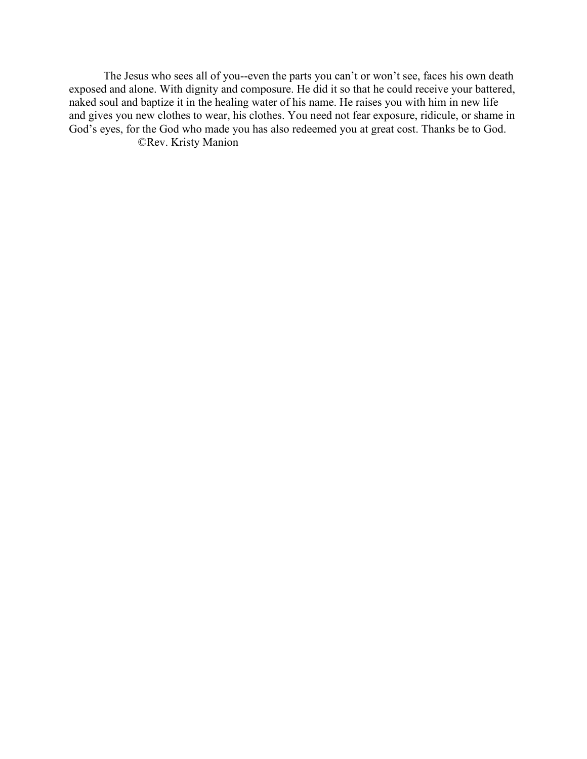The Jesus who sees all of you--even the parts you can't or won't see, faces his own death exposed and alone. With dignity and composure. He did it so that he could receive your battered, naked soul and baptize it in the healing water of his name. He raises you with him in new life and gives you new clothes to wear, his clothes. You need not fear exposure, ridicule, or shame in God's eyes, for the God who made you has also redeemed you at great cost. Thanks be to God.

©Rev. Kristy Manion